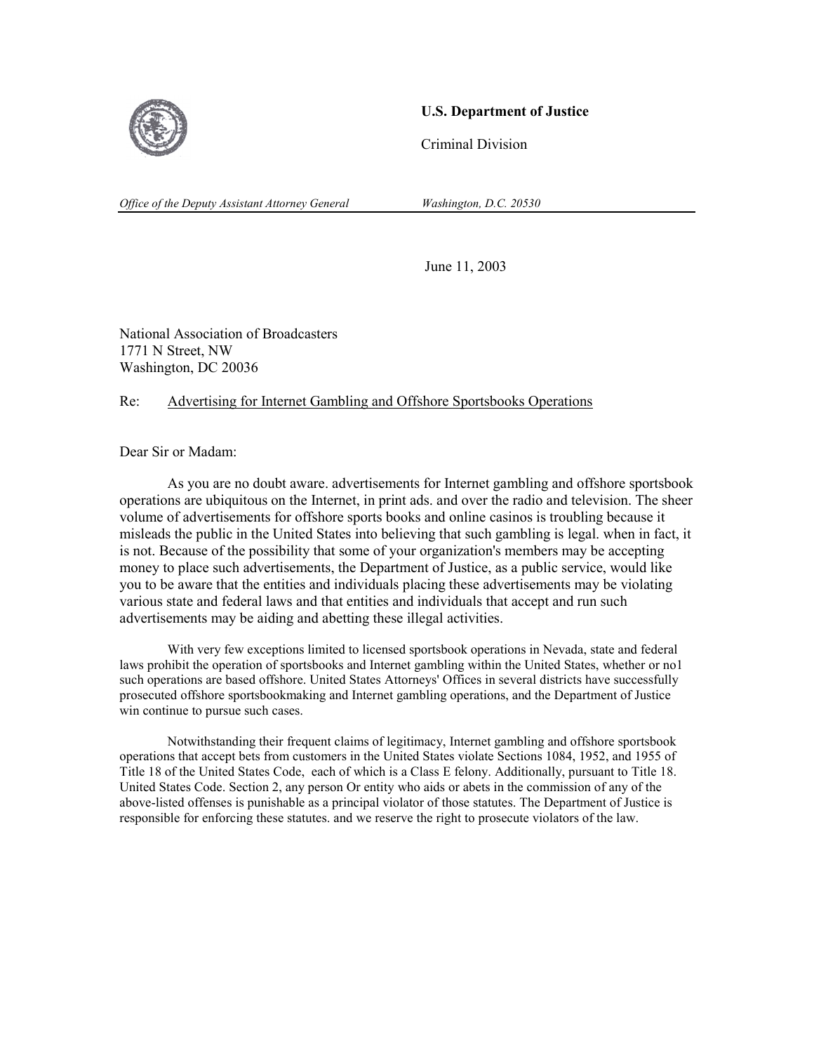**U.S. Department of Justice**

Criminal Division

*Office of the Deputy Assistant Attorney General* *Washington, D.C. 20530*

June 11, 2003

National Association of Broadcasters
1771 N Street, NW
Washington, DC 20036

Re: Advertising for Internet Gambling and Offshore Sportsbooks Operations

Dear Sir or Madam:

As you are no doubt aware. advertisements for Internet gambling and offshore sportsbook operations are ubiquitous on the Internet, in print ads. and over the radio and television. The sheer volume of advertisements for offshore sports books and online casinos is troubling because it misleads the public in the United States into believing that such gambling is legal. when in fact, it is not. Because of the possibility that some of your organization's members may be accepting money to place such advertisements, the Department of Justice, as a public service, would like you to be aware that the entities and individuals placing these advertisements may be violating various state and federal laws and that entities and individuals that accept and run such advertisements may be aiding and abetting these illegal activities.

With very few exceptions limited to licensed sportsbook operations in Nevada, state and federal laws prohibit the operation of sportsbooks and Internet gambling within the United States, whether or no1 such operations are based offshore. United States Attorneys' Offices in several districts have successfully prosecuted offshore sportsbookmaking and Internet gambling operations, and the Department of Justice win continue to pursue such cases.

Notwithstanding their frequent claims of legitimacy, Internet gambling and offshore sportsbook operations that accept bets from customers in the United States violate Sections 1084, 1952, and 1955 of Title 18 of the United States Code, each of which is a Class E felony. Additionally, pursuant to Title 18. United States Code. Section 2, any person Or entity who aids or abets in the commission of any of the above-listed offenses is punishable as a principal violator of those statutes. The Department of Justice is responsible for enforcing these statutes. and we reserve the right to prosecute violators of the law.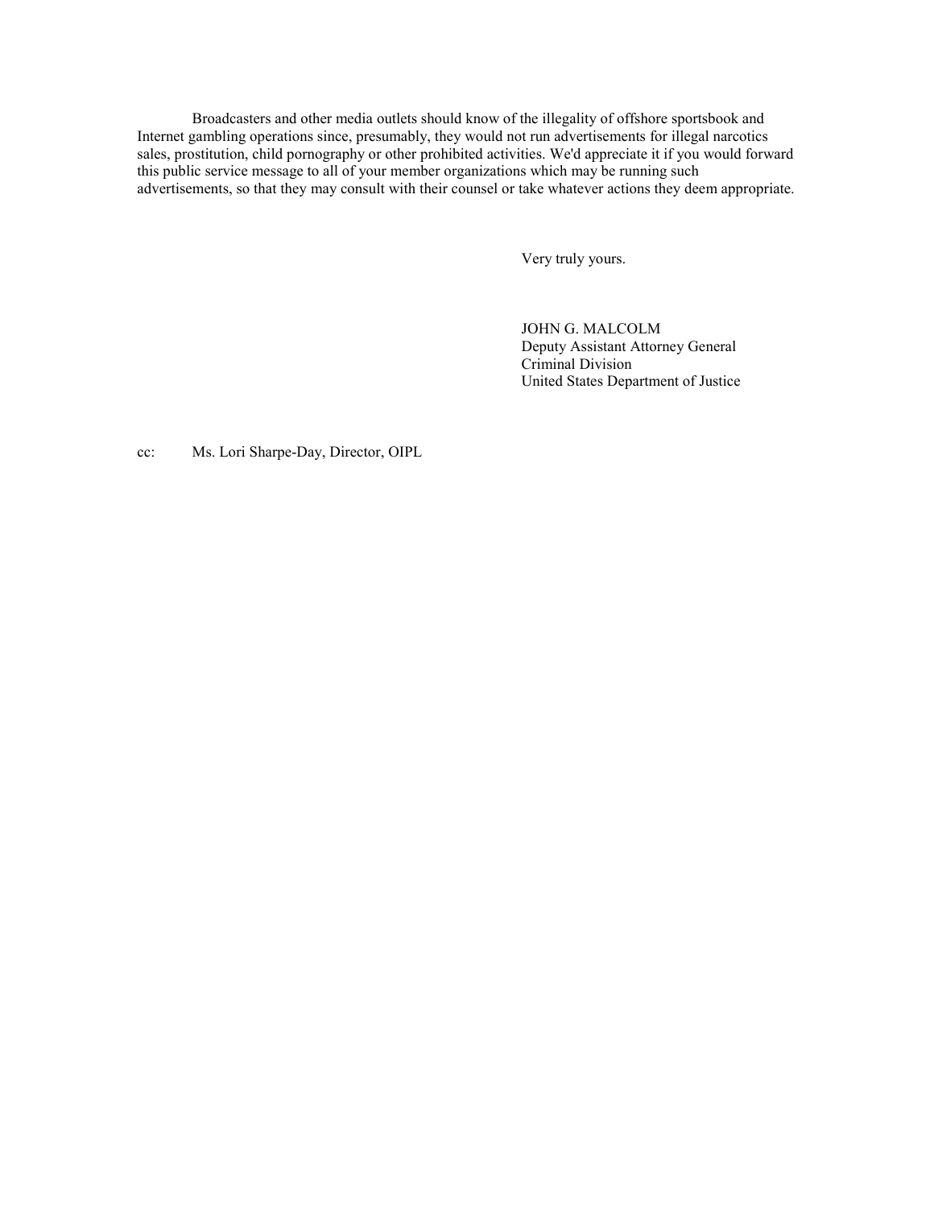Broadcasters and other media outlets should know of the illegality of offshore sportsbook and Internet gambling operations since, presumably, they would not run advertisements for illegal narcotics sales, prostitution, child pornography or other prohibited activities. We'd appreciate it if you would forward this public service message to all of your member organizations which may be running such advertisements, so that they may consult with their counsel or take whatever actions they deem appropriate.

Very truly yours.

JOHN G. MALCOLM  
Deputy Assistant Attorney General  
Criminal Division  
United States Department of Justice

cc: Ms. Lori Sharpe-Day, Director, OIPL